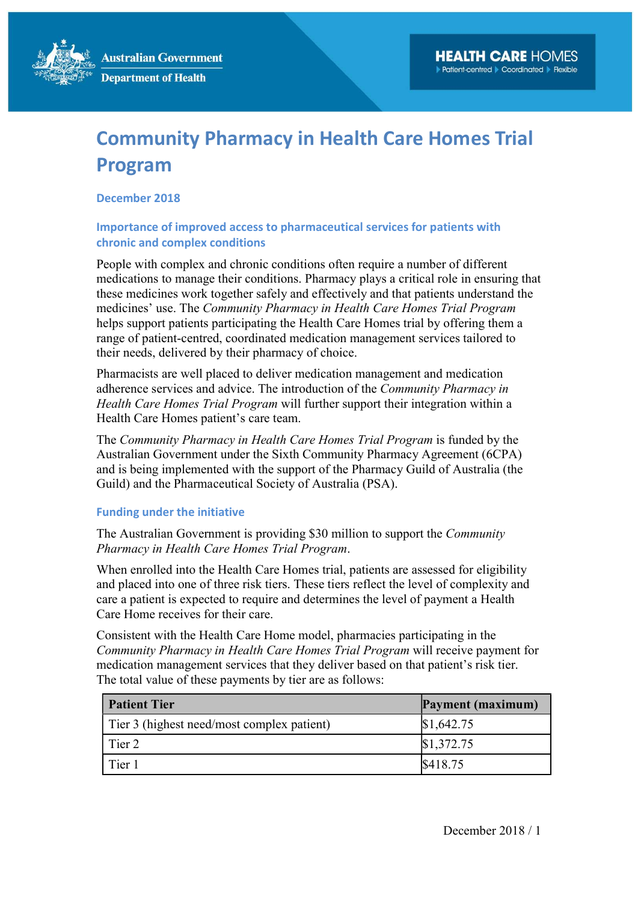Australian Government
Department of Health

HEALTH CARE HOMES
Patient-centred ▸ Coordinated ▸ Flexible

# Community Pharmacy in Health Care Homes Trial Program

**December 2018**

## Importance of improved access to pharmaceutical services for patients with chronic and complex conditions

People with complex and chronic conditions often require a number of different medications to manage their conditions. Pharmacy plays a critical role in ensuring that these medicines work together safely and effectively and that patients understand the medicines' use. The *Community Pharmacy in Health Care Homes Trial Program* helps support patients participating the Health Care Homes trial by offering them a range of patient-centred, coordinated medication management services tailored to their needs, delivered by their pharmacy of choice.

Pharmacists are well placed to deliver medication management and medication adherence services and advice. The introduction of the *Community Pharmacy in Health Care Homes Trial Program* will further support their integration within a Health Care Homes patient's care team.

The *Community Pharmacy in Health Care Homes Trial Program* is funded by the Australian Government under the Sixth Community Pharmacy Agreement (6CPA) and is being implemented with the support of the Pharmacy Guild of Australia (the Guild) and the Pharmaceutical Society of Australia (PSA).

## Funding under the initiative

The Australian Government is providing $30 million to support the *Community Pharmacy in Health Care Homes Trial Program*.

When enrolled into the Health Care Homes trial, patients are assessed for eligibility and placed into one of three risk tiers. These tiers reflect the level of complexity and care a patient is expected to require and determines the level of payment a Health Care Home receives for their care.

Consistent with the Health Care Home model, pharmacies participating in the *Community Pharmacy in Health Care Homes Trial Program* will receive payment for medication management services that they deliver based on that patient's risk tier. The total value of these payments by tier are as follows:

| Patient Tier | Payment (maximum) |
|---|---|
| Tier 3 (highest need/most complex patient) | $1,642.75 |
| Tier 2 | $1,372.75 |
| Tier 1 | $418.75 |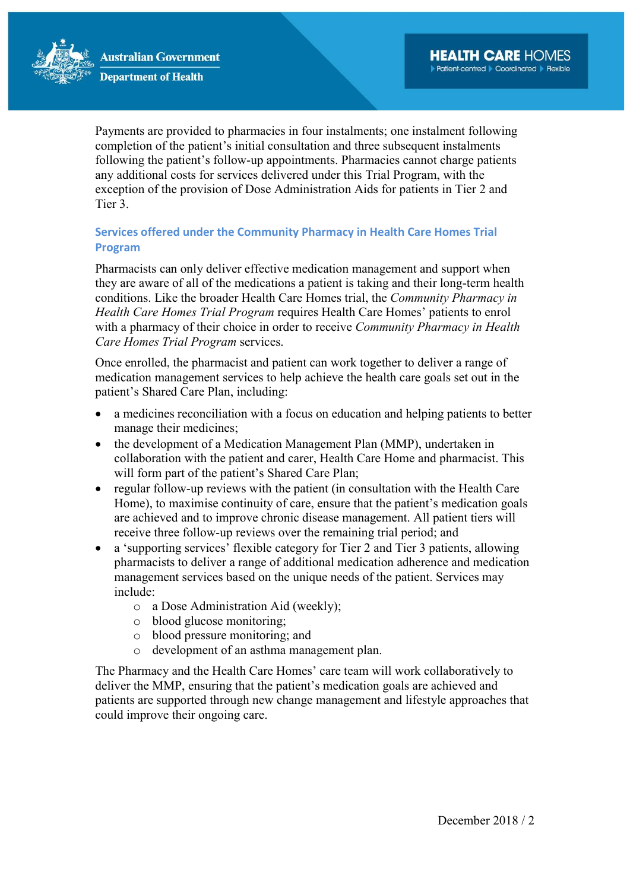Payments are provided to pharmacies in four instalments; one instalment following completion of the patient's initial consultation and three subsequent instalments following the patient's follow-up appointments. Pharmacies cannot charge patients any additional costs for services delivered under this Trial Program, with the exception of the provision of Dose Administration Aids for patients in Tier 2 and Tier 3.

## Services offered under the Community Pharmacy in Health Care Homes Trial Program

Pharmacists can only deliver effective medication management and support when they are aware of all of the medications a patient is taking and their long-term health conditions. Like the broader Health Care Homes trial, the *Community Pharmacy in Health Care Homes Trial Program* requires Health Care Homes' patients to enrol with a pharmacy of their choice in order to receive *Community Pharmacy in Health Care Homes Trial Program* services.

Once enrolled, the pharmacist and patient can work together to deliver a range of medication management services to help achieve the health care goals set out in the patient's Shared Care Plan, including:

- a medicines reconciliation with a focus on education and helping patients to better manage their medicines;
- the development of a Medication Management Plan (MMP), undertaken in collaboration with the patient and carer, Health Care Home and pharmacist. This will form part of the patient's Shared Care Plan;
- regular follow-up reviews with the patient (in consultation with the Health Care Home), to maximise continuity of care, ensure that the patient's medication goals are achieved and to improve chronic disease management. All patient tiers will receive three follow-up reviews over the remaining trial period; and
- a 'supporting services' flexible category for Tier 2 and Tier 3 patients, allowing pharmacists to deliver a range of additional medication adherence and medication management services based on the unique needs of the patient. Services may include:
  - a Dose Administration Aid (weekly);
  - blood glucose monitoring;
  - blood pressure monitoring; and
  - development of an asthma management plan.

The Pharmacy and the Health Care Homes' care team will work collaboratively to deliver the MMP, ensuring that the patient's medication goals are achieved and patients are supported through new change management and lifestyle approaches that could improve their ongoing care.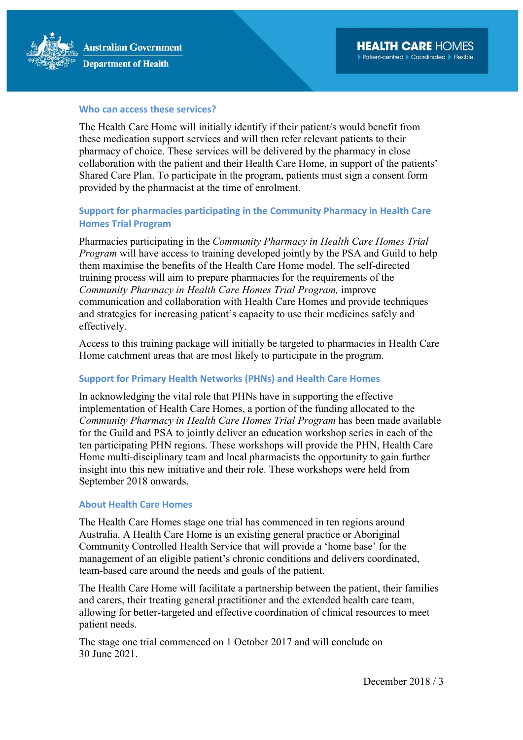## Who can access these services?

The Health Care Home will initially identify if their patient/s would benefit from these medication support services and will then refer relevant patients to their pharmacy of choice. These services will be delivered by the pharmacy in close collaboration with the patient and their Health Care Home, in support of the patients' Shared Care Plan. To participate in the program, patients must sign a consent form provided by the pharmacist at the time of enrolment.

## Support for pharmacies participating in the Community Pharmacy in Health Care Homes Trial Program

Pharmacies participating in the *Community Pharmacy in Health Care Homes Trial Program* will have access to training developed jointly by the PSA and Guild to help them maximise the benefits of the Health Care Home model. The self-directed training process will aim to prepare pharmacies for the requirements of the *Community Pharmacy in Health Care Homes Trial Program,* improve communication and collaboration with Health Care Homes and provide techniques and strategies for increasing patient's capacity to use their medicines safely and effectively.

Access to this training package will initially be targeted to pharmacies in Health Care Home catchment areas that are most likely to participate in the program.

## Support for Primary Health Networks (PHNs) and Health Care Homes

In acknowledging the vital role that PHNs have in supporting the effective implementation of Health Care Homes, a portion of the funding allocated to the *Community Pharmacy in Health Care Homes Trial Program* has been made available for the Guild and PSA to jointly deliver an education workshop series in each of the ten participating PHN regions. These workshops will provide the PHN, Health Care Home multi-disciplinary team and local pharmacists the opportunity to gain further insight into this new initiative and their role. These workshops were held from September 2018 onwards.

## About Health Care Homes

The Health Care Homes stage one trial has commenced in ten regions around Australia. A Health Care Home is an existing general practice or Aboriginal Community Controlled Health Service that will provide a 'home base' for the management of an eligible patient's chronic conditions and delivers coordinated, team-based care around the needs and goals of the patient.

The Health Care Home will facilitate a partnership between the patient, their families and carers, their treating general practitioner and the extended health care team, allowing for better-targeted and effective coordination of clinical resources to meet patient needs.

The stage one trial commenced on 1 October 2017 and will conclude on 30 June 2021.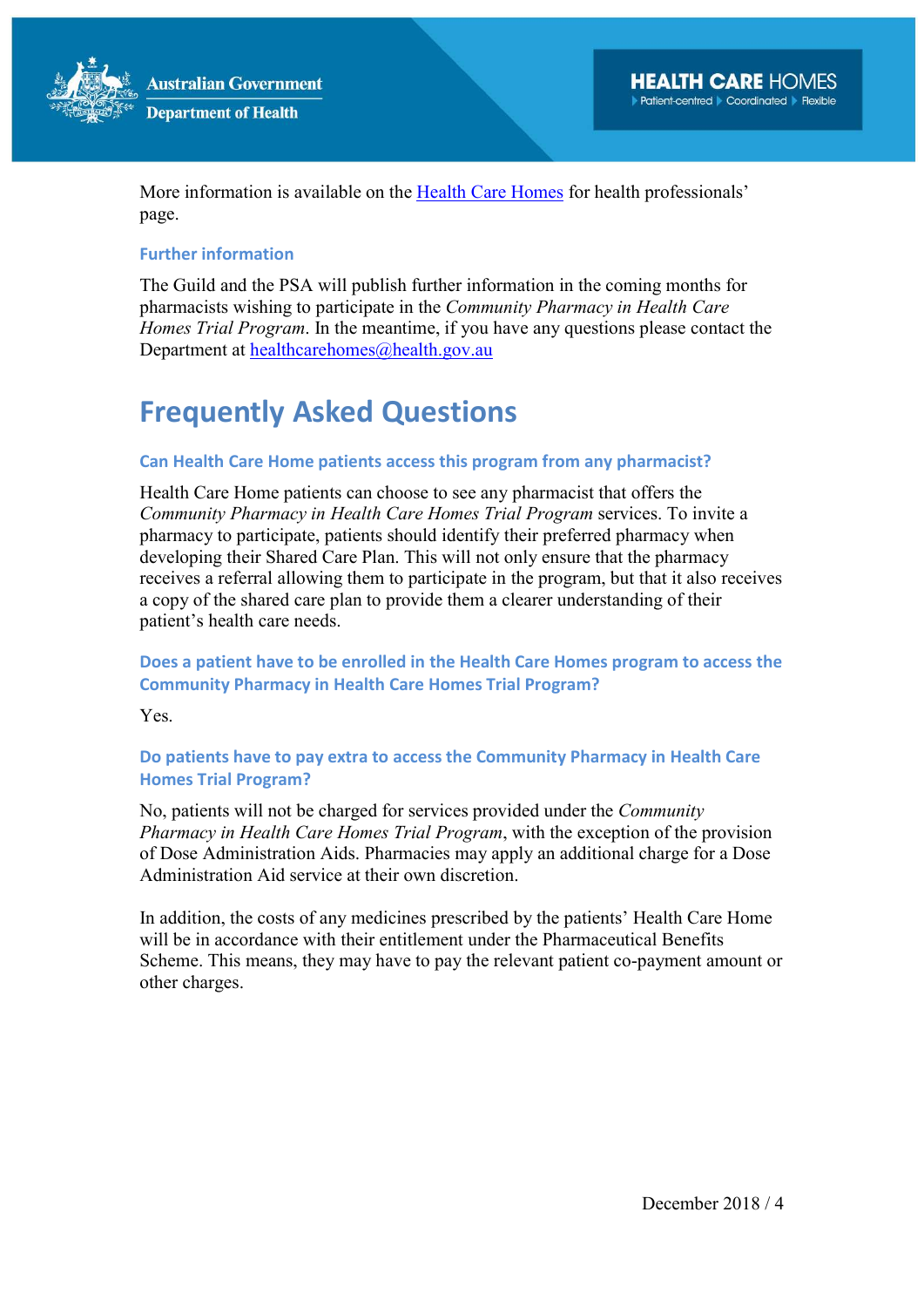More information is available on the [Health Care Homes](#) for health professionals' page.

### Further information

The Guild and the PSA will publish further information in the coming months for pharmacists wishing to participate in the *Community Pharmacy in Health Care Homes Trial Program*. In the meantime, if you have any questions please contact the Department at [healthcarehomes@health.gov.au](mailto:healthcarehomes@health.gov.au)

## Frequently Asked Questions

### Can Health Care Home patients access this program from any pharmacist?

Health Care Home patients can choose to see any pharmacist that offers the *Community Pharmacy in Health Care Homes Trial Program* services. To invite a pharmacy to participate, patients should identify their preferred pharmacy when developing their Shared Care Plan. This will not only ensure that the pharmacy receives a referral allowing them to participate in the program, but that it also receives a copy of the shared care plan to provide them a clearer understanding of their patient's health care needs.

### Does a patient have to be enrolled in the Health Care Homes program to access the Community Pharmacy in Health Care Homes Trial Program?

Yes.

### Do patients have to pay extra to access the Community Pharmacy in Health Care Homes Trial Program?

No, patients will not be charged for services provided under the *Community Pharmacy in Health Care Homes Trial Program*, with the exception of the provision of Dose Administration Aids. Pharmacies may apply an additional charge for a Dose Administration Aid service at their own discretion.

In addition, the costs of any medicines prescribed by the patients' Health Care Home will be in accordance with their entitlement under the Pharmaceutical Benefits Scheme. This means, they may have to pay the relevant patient co-payment amount or other charges.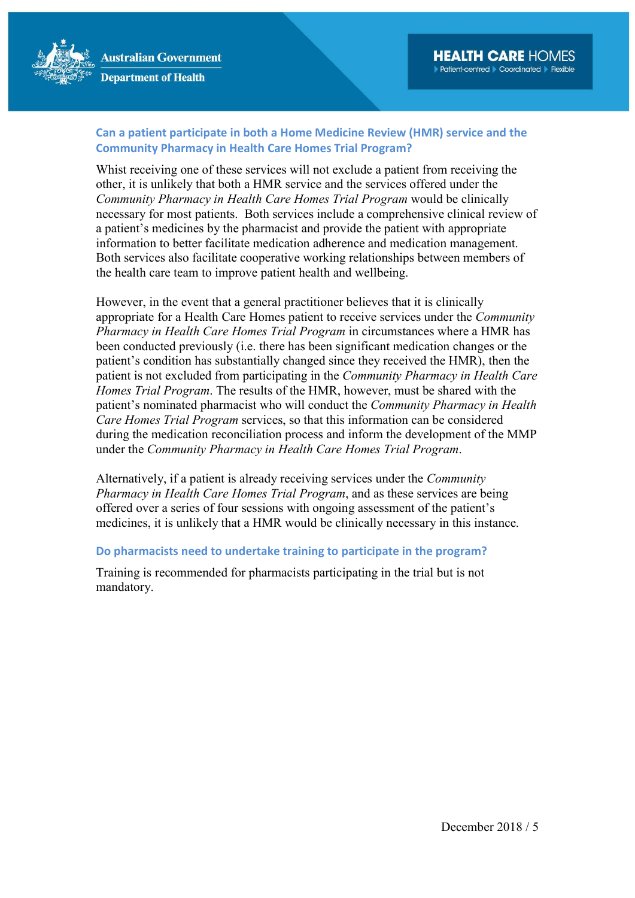## Can a patient participate in both a Home Medicine Review (HMR) service and the Community Pharmacy in Health Care Homes Trial Program?

Whist receiving one of these services will not exclude a patient from receiving the other, it is unlikely that both a HMR service and the services offered under the *Community Pharmacy in Health Care Homes Trial Program* would be clinically necessary for most patients. Both services include a comprehensive clinical review of a patient's medicines by the pharmacist and provide the patient with appropriate information to better facilitate medication adherence and medication management. Both services also facilitate cooperative working relationships between members of the health care team to improve patient health and wellbeing.

However, in the event that a general practitioner believes that it is clinically appropriate for a Health Care Homes patient to receive services under the *Community Pharmacy in Health Care Homes Trial Program* in circumstances where a HMR has been conducted previously (i.e. there has been significant medication changes or the patient's condition has substantially changed since they received the HMR), then the patient is not excluded from participating in the *Community Pharmacy in Health Care Homes Trial Program*. The results of the HMR, however, must be shared with the patient's nominated pharmacist who will conduct the *Community Pharmacy in Health Care Homes Trial Program* services, so that this information can be considered during the medication reconciliation process and inform the development of the MMP under the *Community Pharmacy in Health Care Homes Trial Program*.

Alternatively, if a patient is already receiving services under the *Community Pharmacy in Health Care Homes Trial Program*, and as these services are being offered over a series of four sessions with ongoing assessment of the patient's medicines, it is unlikely that a HMR would be clinically necessary in this instance.

## Do pharmacists need to undertake training to participate in the program?

Training is recommended for pharmacists participating in the trial but is not mandatory.